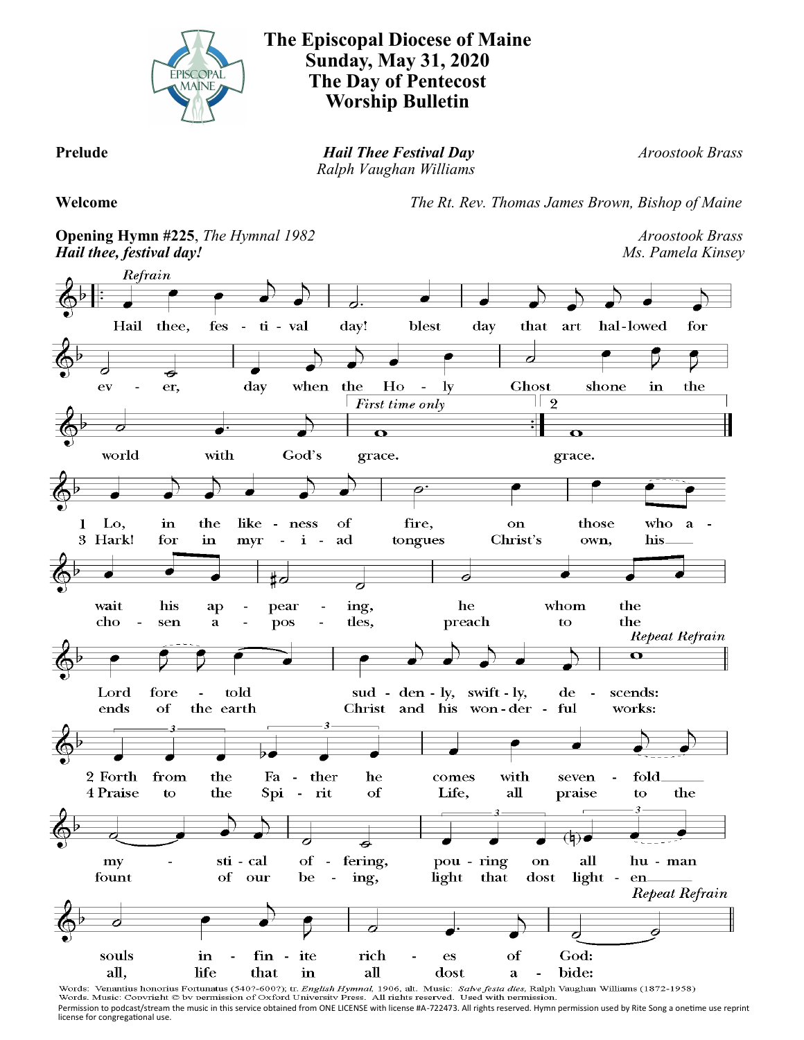# The Episcopal Diocese of Maine
## Sunday, May 31, 2020
## The Day of Pentecost
## Worship Bulletin

**Prelude** — ***Hail Thee Festival Day*** — *Ralph Vaughan Williams* — *Aroostook Brass*

**Welcome** — *The Rt. Rev. Thomas James Brown, Bishop of Maine*

**Opening Hymn #225**, *The Hymnal 1982* — *Aroostook Brass*
***Hail thee, festival day!*** — *Ms. Pamela Kinsey*

*Refrain*

Hail thee, festival day! blest day that art hallowed for ever, day when the Holy Ghost shone in the world with God's grace.

1 Lo, in the likeness of fire, on those who await his appearing, he whom the Lord foretold suddenly, swiftly, descends:
*Repeat Refrain*

2 Forth from the Father he comes with sevenfold mystical offering, pouring on all human souls infinite riches of God:
*Repeat Refrain*

3 Hark! for in myriad tongues Christ's own, his chosen apostles, preach to the ends of the earth Christ and his wonderful works:
*Repeat Refrain*

4 Praise to the Spirit of Life, all praise to the fount of our being, light that dost lighten all, life that in all dost abide:
*Repeat Refrain*

Words: Venantius honorius Fortunatus (540?-600?); tr. *English Hymnal,* 1906, alt. Music: *Salve festa dies,* Ralph Vaughan Williams (1872-1958)
Words. Music: Copyright © by permission of Oxford University Press. All rights reserved. Used with permission.
Permission to podcast/stream the music in this service obtained from ONE LICENSE with license #A-722473. All rights reserved. Hymn permission used by Rite Song a onetime use reprint license for congregational use.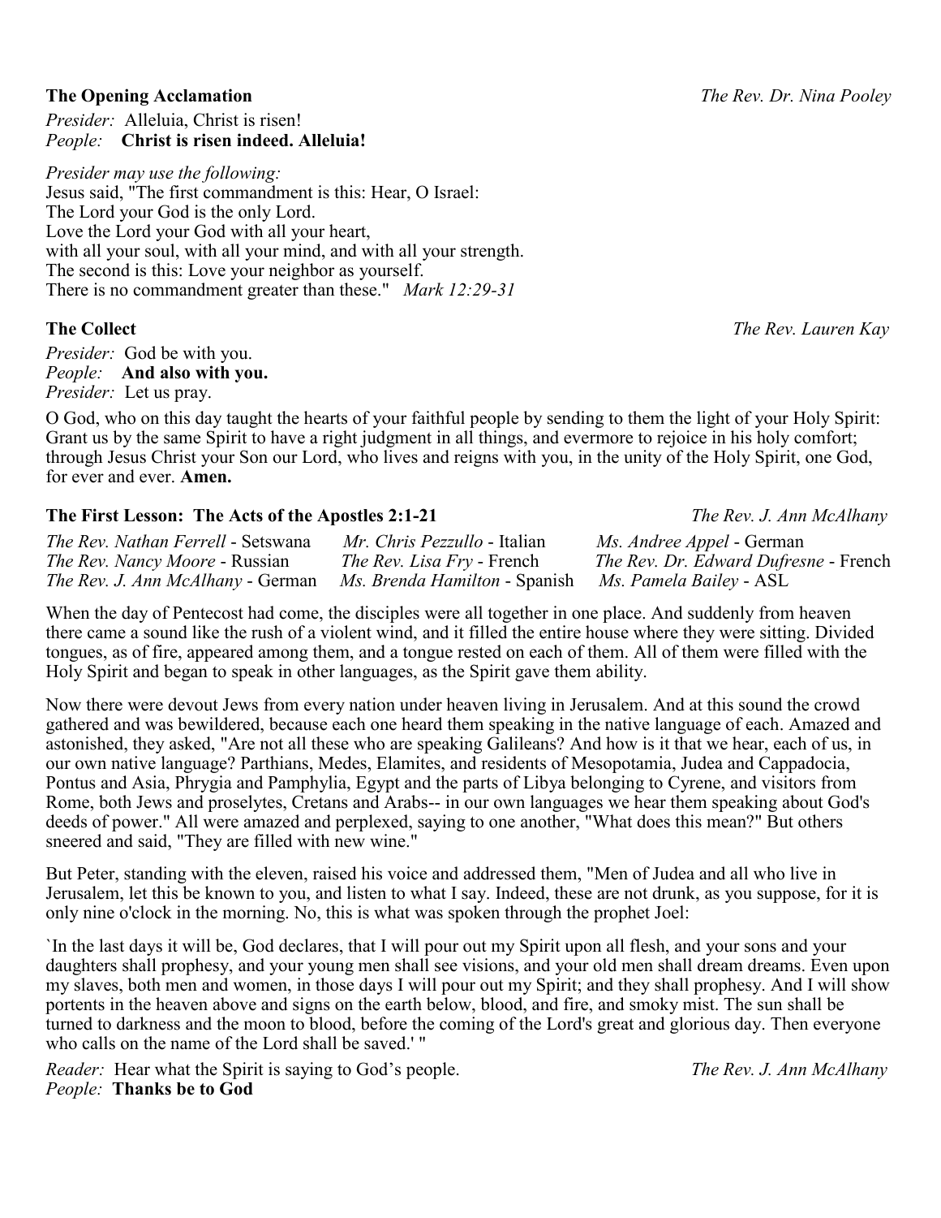**The Opening Acclamation** *The Rev. Dr. Nina Pooley*

*Presider:* Alleluia, Christ is risen!
*People:* **Christ is risen indeed. Alleluia!**

*Presider may use the following:*
Jesus said, "The first commandment is this: Hear, O Israel:
The Lord your God is the only Lord.
Love the Lord your God with all your heart,
with all your soul, with all your mind, and with all your strength.
The second is this: Love your neighbor as yourself.
There is no commandment greater than these." *Mark 12:29-31*

**The Collect** *The Rev. Lauren Kay*

*Presider:* God be with you.
*People:* **And also with you.**
*Presider:* Let us pray.

O God, who on this day taught the hearts of your faithful people by sending to them the light of your Holy Spirit: Grant us by the same Spirit to have a right judgment in all things, and evermore to rejoice in his holy comfort; through Jesus Christ your Son our Lord, who lives and reigns with you, in the unity of the Holy Spirit, one God, for ever and ever. **Amen.**

**The First Lesson: The Acts of the Apostles 2:1-21** *The Rev. J. Ann McAlhany*

*The Rev. Nathan Ferrell* - Setswana
*Mr. Chris Pezzullo* - Italian
*Ms. Andree Appel* - German
*The Rev. Nancy Moore* - Russian
*The Rev. Lisa Fry* - French
*The Rev. Dr. Edward Dufresne* - French
*The Rev. J. Ann McAlhany* - German
*Ms. Brenda Hamilton* - Spanish
*Ms. Pamela Bailey* - ASL

When the day of Pentecost had come, the disciples were all together in one place. And suddenly from heaven there came a sound like the rush of a violent wind, and it filled the entire house where they were sitting. Divided tongues, as of fire, appeared among them, and a tongue rested on each of them. All of them were filled with the Holy Spirit and began to speak in other languages, as the Spirit gave them ability.

Now there were devout Jews from every nation under heaven living in Jerusalem. And at this sound the crowd gathered and was bewildered, because each one heard them speaking in the native language of each. Amazed and astonished, they asked, "Are not all these who are speaking Galileans? And how is it that we hear, each of us, in our own native language? Parthians, Medes, Elamites, and residents of Mesopotamia, Judea and Cappadocia, Pontus and Asia, Phrygia and Pamphylia, Egypt and the parts of Libya belonging to Cyrene, and visitors from Rome, both Jews and proselytes, Cretans and Arabs-- in our own languages we hear them speaking about God's deeds of power." All were amazed and perplexed, saying to one another, "What does this mean?" But others sneered and said, "They are filled with new wine."

But Peter, standing with the eleven, raised his voice and addressed them, "Men of Judea and all who live in Jerusalem, let this be known to you, and listen to what I say. Indeed, these are not drunk, as you suppose, for it is only nine o'clock in the morning. No, this is what was spoken through the prophet Joel:

`In the last days it will be, God declares, that I will pour out my Spirit upon all flesh, and your sons and your daughters shall prophesy, and your young men shall see visions, and your old men shall dream dreams. Even upon my slaves, both men and women, in those days I will pour out my Spirit; and they shall prophesy. And I will show portents in the heaven above and signs on the earth below, blood, and fire, and smoky mist. The sun shall be turned to darkness and the moon to blood, before the coming of the Lord's great and glorious day. Then everyone who calls on the name of the Lord shall be saved.' "

*Reader:* Hear what the Spirit is saying to God's people. *The Rev. J. Ann McAlhany*
*People:* **Thanks be to God**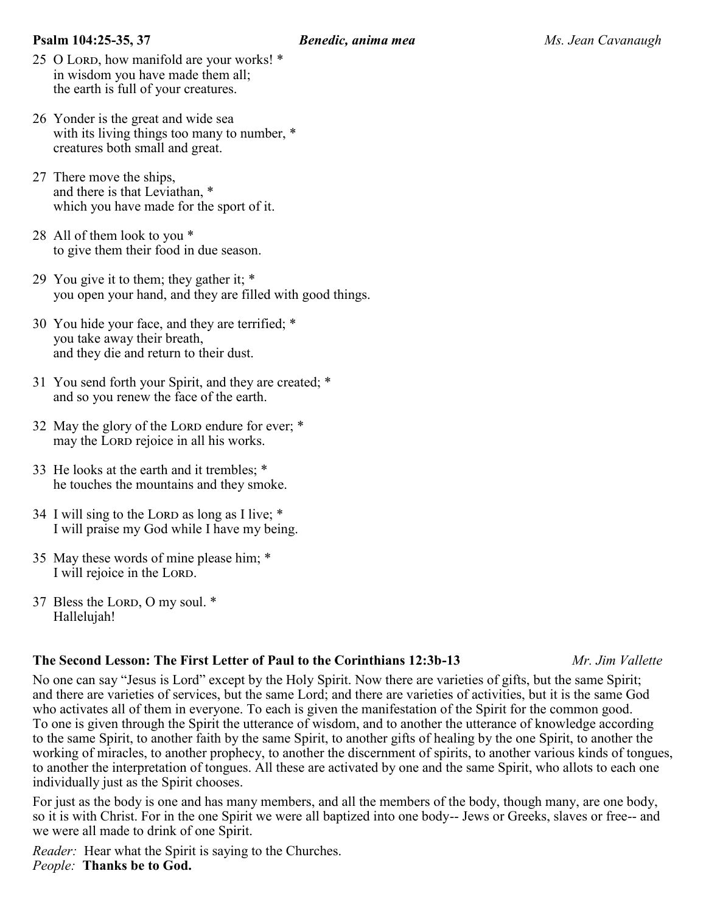**Psalm 104:25-35, 37** ***Benedic, anima mea*** *Ms. Jean Cavanaugh*

25 O Lord, how manifold are your works! *  
in wisdom you have made them all;  
the earth is full of your creatures.

26 Yonder is the great and wide sea  
with its living things too many to number, *  
creatures both small and great.

27 There move the ships,  
and there is that Leviathan, *  
which you have made for the sport of it.

28 All of them look to you *  
to give them their food in due season.

29 You give it to them; they gather it; *  
you open your hand, and they are filled with good things.

30 You hide your face, and they are terrified; *  
you take away their breath,  
and they die and return to their dust.

31 You send forth your Spirit, and they are created; *  
and so you renew the face of the earth.

32 May the glory of the Lord endure for ever; *  
may the Lord rejoice in all his works.

33 He looks at the earth and it trembles; *  
he touches the mountains and they smoke.

34 I will sing to the Lord as long as I live; *  
I will praise my God while I have my being.

35 May these words of mine please him; *  
I will rejoice in the Lord.

37 Bless the Lord, O my soul. *  
Hallelujah!

**The Second Lesson: The First Letter of Paul to the Corinthians 12:3b-13** *Mr. Jim Vallette*

No one can say "Jesus is Lord" except by the Holy Spirit. Now there are varieties of gifts, but the same Spirit; and there are varieties of services, but the same Lord; and there are varieties of activities, but it is the same God who activates all of them in everyone. To each is given the manifestation of the Spirit for the common good. To one is given through the Spirit the utterance of wisdom, and to another the utterance of knowledge according to the same Spirit, to another faith by the same Spirit, to another gifts of healing by the one Spirit, to another the working of miracles, to another prophecy, to another the discernment of spirits, to another various kinds of tongues, to another the interpretation of tongues. All these are activated by one and the same Spirit, who allots to each one individually just as the Spirit chooses.

For just as the body is one and has many members, and all the members of the body, though many, are one body, so it is with Christ. For in the one Spirit we were all baptized into one body-- Jews or Greeks, slaves or free-- and we were all made to drink of one Spirit.

*Reader:* Hear what the Spirit is saying to the Churches.  
*People:* **Thanks be to God.**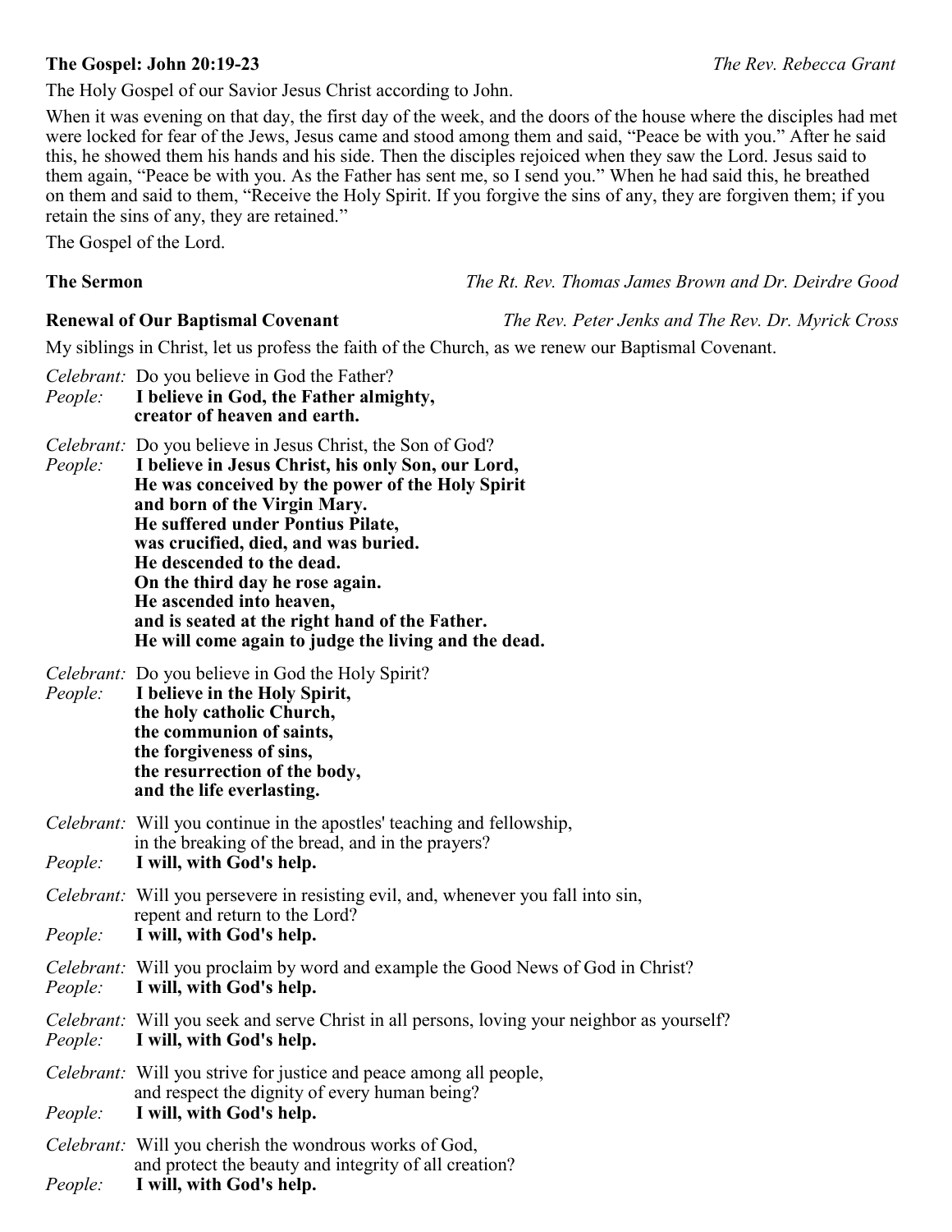**The Gospel: John 20:19-23** *The Rev. Rebecca Grant*

The Holy Gospel of our Savior Jesus Christ according to John.

When it was evening on that day, the first day of the week, and the doors of the house where the disciples had met were locked for fear of the Jews, Jesus came and stood among them and said, "Peace be with you." After he said this, he showed them his hands and his side. Then the disciples rejoiced when they saw the Lord. Jesus said to them again, "Peace be with you. As the Father has sent me, so I send you." When he had said this, he breathed on them and said to them, "Receive the Holy Spirit. If you forgive the sins of any, they are forgiven them; if you retain the sins of any, they are retained."

The Gospel of the Lord.

**The Sermon** *The Rt. Rev. Thomas James Brown and Dr. Deirdre Good*

**Renewal of Our Baptismal Covenant** *The Rev. Peter Jenks and The Rev. Dr. Myrick Cross*

My siblings in Christ, let us profess the faith of the Church, as we renew our Baptismal Covenant.

*Celebrant:* Do you believe in God the Father?
*People:* **I believe in God, the Father almighty,**
**creator of heaven and earth.**

*Celebrant:* Do you believe in Jesus Christ, the Son of God?
*People:* **I believe in Jesus Christ, his only Son, our Lord,**
**He was conceived by the power of the Holy Spirit**
**and born of the Virgin Mary.**
**He suffered under Pontius Pilate,**
**was crucified, died, and was buried.**
**He descended to the dead.**
**On the third day he rose again.**
**He ascended into heaven,**
**and is seated at the right hand of the Father.**
**He will come again to judge the living and the dead.**

*Celebrant:* Do you believe in God the Holy Spirit?
*People:* **I believe in the Holy Spirit,**
**the holy catholic Church,**
**the communion of saints,**
**the forgiveness of sins,**
**the resurrection of the body,**
**and the life everlasting.**

*Celebrant:* Will you continue in the apostles' teaching and fellowship,
in the breaking of the bread, and in the prayers?
*People:* **I will, with God's help.**

*Celebrant:* Will you persevere in resisting evil, and, whenever you fall into sin,
repent and return to the Lord?
*People:* **I will, with God's help.**

*Celebrant:* Will you proclaim by word and example the Good News of God in Christ?
*People:* **I will, with God's help.**

*Celebrant:* Will you seek and serve Christ in all persons, loving your neighbor as yourself?
*People:* **I will, with God's help.**

*Celebrant:* Will you strive for justice and peace among all people,
and respect the dignity of every human being?
*People:* **I will, with God's help.**

*Celebrant:* Will you cherish the wondrous works of God,
and protect the beauty and integrity of all creation?
*People:* **I will, with God's help.**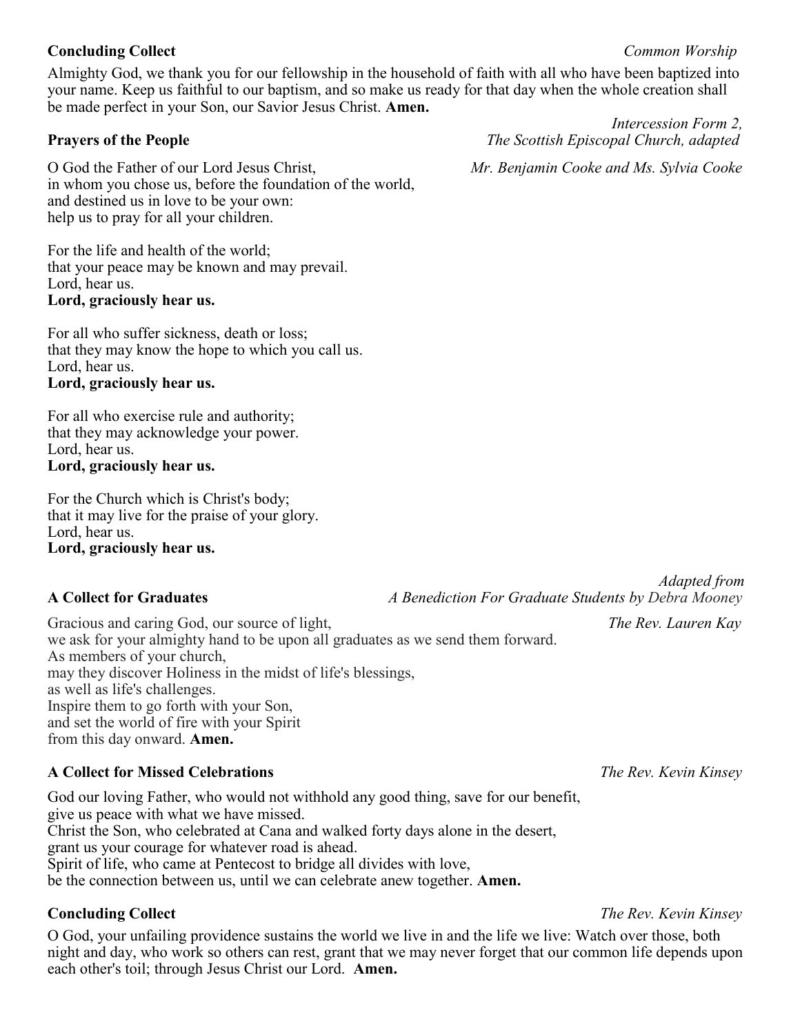**Concluding Collect** *Common Worship*

Almighty God, we thank you for our fellowship in the household of faith with all who have been baptized into your name. Keep us faithful to our baptism, and so make us ready for that day when the whole creation shall be made perfect in your Son, our Savior Jesus Christ. **Amen.**

**Prayers of the People** *Intercession Form 2, The Scottish Episcopal Church, adapted*

*Mr. Benjamin Cooke and Ms. Sylvia Cooke*

O God the Father of our Lord Jesus Christ,
in whom you chose us, before the foundation of the world,
and destined us in love to be your own:
help us to pray for all your children.

For the life and health of the world;
that your peace may be known and may prevail.
Lord, hear us.
**Lord, graciously hear us.**

For all who suffer sickness, death or loss;
that they may know the hope to which you call us.
Lord, hear us.
**Lord, graciously hear us.**

For all who exercise rule and authority;
that they may acknowledge your power.
Lord, hear us.
**Lord, graciously hear us.**

For the Church which is Christ's body;
that it may live for the praise of your glory.
Lord, hear us.
**Lord, graciously hear us.**

**A Collect for Graduates** *Adapted from A Benediction For Graduate Students by Debra Mooney*

*The Rev. Lauren Kay*

Gracious and caring God, our source of light,
we ask for your almighty hand to be upon all graduates as we send them forward.
As members of your church,
may they discover Holiness in the midst of life's blessings,
as well as life's challenges.
Inspire them to go forth with your Son,
and set the world of fire with your Spirit
from this day onward. **Amen.**

**A Collect for Missed Celebrations** *The Rev. Kevin Kinsey*

God our loving Father, who would not withhold any good thing, save for our benefit,
give us peace with what we have missed.
Christ the Son, who celebrated at Cana and walked forty days alone in the desert,
grant us your courage for whatever road is ahead.
Spirit of life, who came at Pentecost to bridge all divides with love,
be the connection between us, until we can celebrate anew together. **Amen.**

**Concluding Collect** *The Rev. Kevin Kinsey*

O God, your unfailing providence sustains the world we live in and the life we live: Watch over those, both night and day, who work so others can rest, grant that we may never forget that our common life depends upon each other's toil; through Jesus Christ our Lord. **Amen.**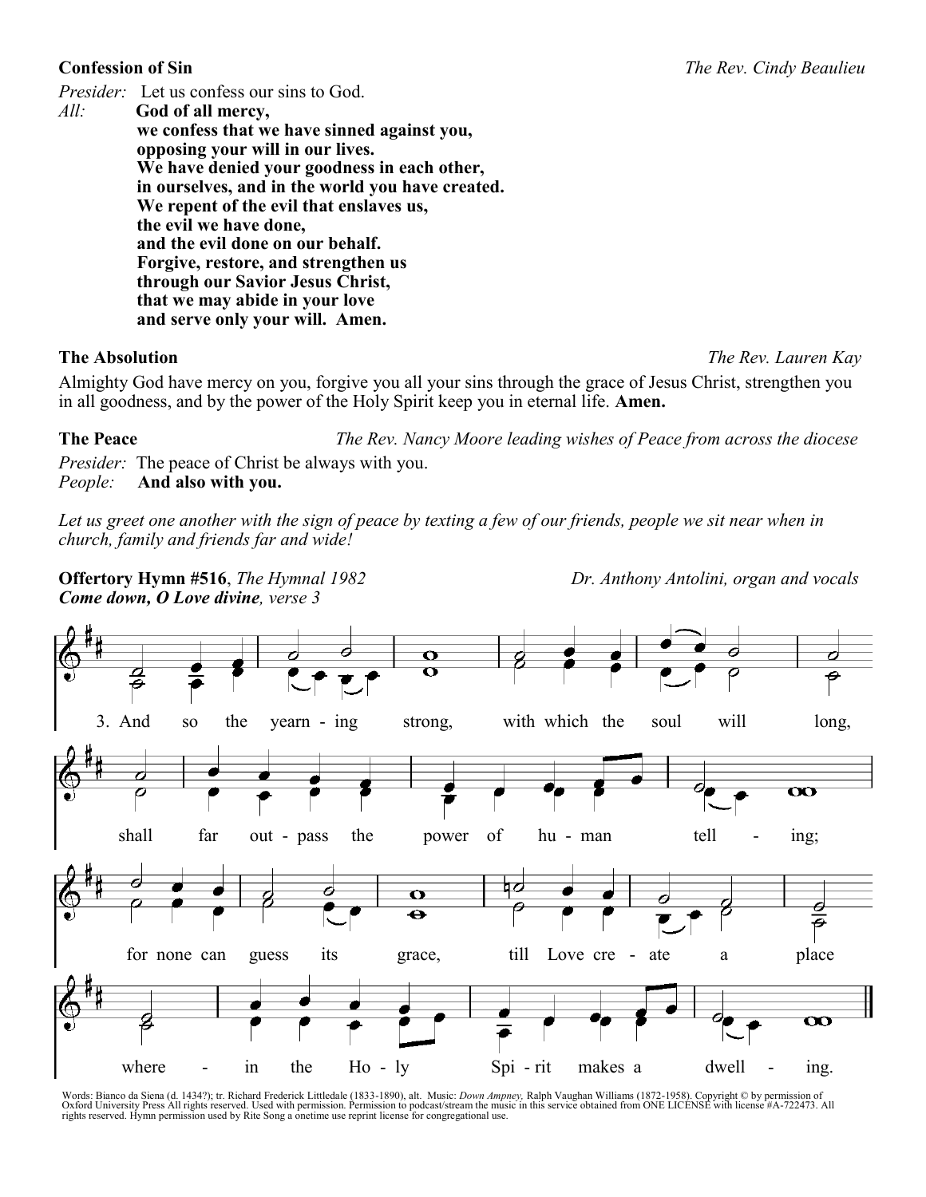**Confession of Sin** *The Rev. Cindy Beaulieu*

*Presider:* Let us confess our sins to God.
*All:* **God of all mercy,
we confess that we have sinned against you,
opposing your will in our lives.
We have denied your goodness in each other,
in ourselves, and in the world you have created.
We repent of the evil that enslaves us,
the evil we have done,
and the evil done on our behalf.
Forgive, restore, and strengthen us
through our Savior Jesus Christ,
that we may abide in your love
and serve only your will. Amen.**

**The Absolution** *The Rev. Lauren Kay*

Almighty God have mercy on you, forgive you all your sins through the grace of Jesus Christ, strengthen you in all goodness, and by the power of the Holy Spirit keep you in eternal life. **Amen.**

**The Peace** *The Rev. Nancy Moore leading wishes of Peace from across the diocese*

*Presider:* The peace of Christ be always with you.
*People:* **And also with you.**

*Let us greet one another with the sign of peace by texting a few of our friends, people we sit near when in church, family and friends far and wide!*

**Offertory Hymn #516**, *The Hymnal 1982* *Dr. Anthony Antolini, organ and vocals*
***Come down, O Love divine**, verse 3*

3. And so the yearn - ing strong, with which the soul will long, shall far out - pass the power of hu - man tell - ing; for none can guess its grace, till Love cre - ate a place where - in the Ho - ly Spi - rit makes a dwell - ing.

Words: Bianco da Siena (d. 1434?); tr. Richard Frederick Littledale (1833-1890), alt. Music: *Down Ampney,* Ralph Vaughan Williams (1872-1958). Copyright © by permission of Oxford University Press All rights reserved. Used with permission. Permission to podcast/stream the music in this service obtained from ONE LICENSE with license #A-722473. All rights reserved. Hymn permission used by Rite Song a onetime use reprint license for congregational use.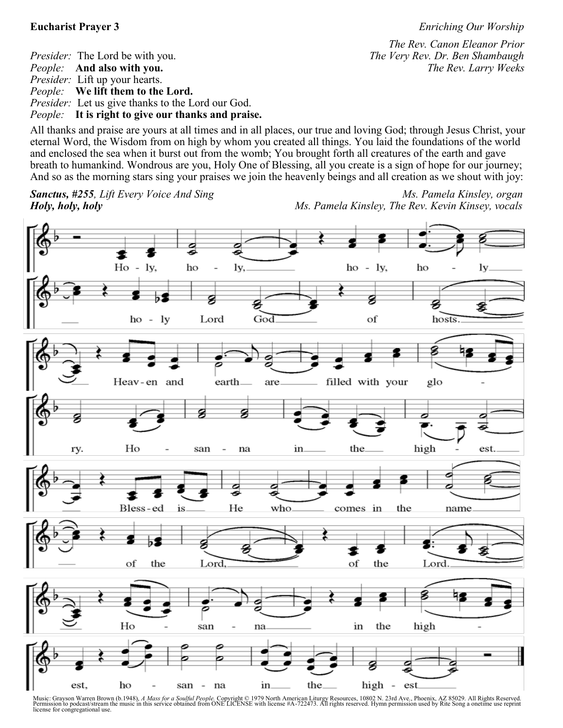**Eucharist Prayer 3** *Enriching Our Worship*

*The Rev. Canon Eleanor Prior*
*The Very Rev. Dr. Ben Shambaugh*
*The Rev. Larry Weeks*

*Presider:* The Lord be with you.
*People:* **And also with you.**
*Presider:* Lift up your hearts.
*People:* **We lift them to the Lord.**
*Presider:* Let us give thanks to the Lord our God.
*People:* **It is right to give our thanks and praise.**

All thanks and praise are yours at all times and in all places, our true and loving God; through Jesus Christ, your eternal Word, the Wisdom from on high by whom you created all things. You laid the foundations of the world and enclosed the sea when it burst out from the womb; You brought forth all creatures of the earth and gave breath to humankind. Wondrous are you, Holy One of Blessing, all you create is a sign of hope for our journey; And so as the morning stars sing your praises we join the heavenly beings and all creation as we shout with joy:

***Sanctus, #255**, Lift Every Voice And Sing* — *Ms. Pamela Kinsley, organ*
***Holy, holy, holy*** — *Ms. Pamela Kinsley, The Rev. Kevin Kinsey, vocals*

Music: Grayson Warren Brown (b.1948), *A Mass for a Soulful People.* Copyright © 1979 North American Liturgy Resources, 10802 N. 23rd Ave., Phoenix, AZ 85029. All Rights Reserved. Permission to podcast/stream the music in this service obtained from ONE LICENSE with license #A-722473. All rights reserved. Hymn permission used by Rite Song a onetime use reprint license for congregational use.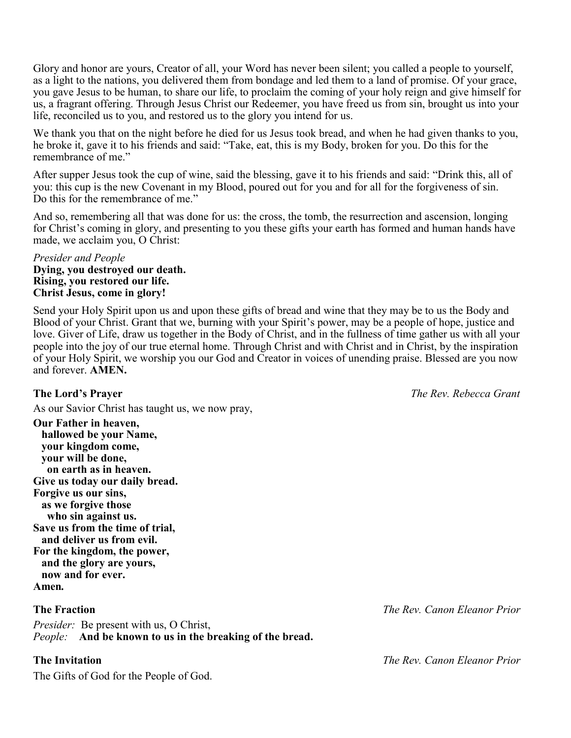Glory and honor are yours, Creator of all, your Word has never been silent; you called a people to yourself, as a light to the nations, you delivered them from bondage and led them to a land of promise. Of your grace, you gave Jesus to be human, to share our life, to proclaim the coming of your holy reign and give himself for us, a fragrant offering. Through Jesus Christ our Redeemer, you have freed us from sin, brought us into your life, reconciled us to you, and restored us to the glory you intend for us.

We thank you that on the night before he died for us Jesus took bread, and when he had given thanks to you, he broke it, gave it to his friends and said: "Take, eat, this is my Body, broken for you. Do this for the remembrance of me."

After supper Jesus took the cup of wine, said the blessing, gave it to his friends and said: "Drink this, all of you: this cup is the new Covenant in my Blood, poured out for you and for all for the forgiveness of sin. Do this for the remembrance of me."

And so, remembering all that was done for us: the cross, the tomb, the resurrection and ascension, longing for Christ's coming in glory, and presenting to you these gifts your earth has formed and human hands have made, we acclaim you, O Christ:

*Presider and People*
**Dying, you destroyed our death.**
**Rising, you restored our life.**
**Christ Jesus, come in glory!**

Send your Holy Spirit upon us and upon these gifts of bread and wine that they may be to us the Body and Blood of your Christ. Grant that we, burning with your Spirit's power, may be a people of hope, justice and love. Giver of Life, draw us together in the Body of Christ, and in the fullness of time gather us with all your people into the joy of our true eternal home. Through Christ and with Christ and in Christ, by the inspiration of your Holy Spirit, we worship you our God and Creator in voices of unending praise. Blessed are you now and forever. **AMEN.**

**The Lord's Prayer** *The Rev. Rebecca Grant*

As our Savior Christ has taught us, we now pray,

**Our Father in heaven,**
**hallowed be your Name,**
**your kingdom come,**
**your will be done,**
**on earth as in heaven.**
**Give us today our daily bread.**
**Forgive us our sins,**
**as we forgive those**
**who sin against us.**
**Save us from the time of trial,**
**and deliver us from evil.**
**For the kingdom, the power,**
**and the glory are yours,**
**now and for ever.**
**Amen.**

**The Fraction** *The Rev. Canon Eleanor Prior*

*Presider:* Be present with us, O Christ,
*People:* **And be known to us in the breaking of the bread.**

**The Invitation** *The Rev. Canon Eleanor Prior*

The Gifts of God for the People of God.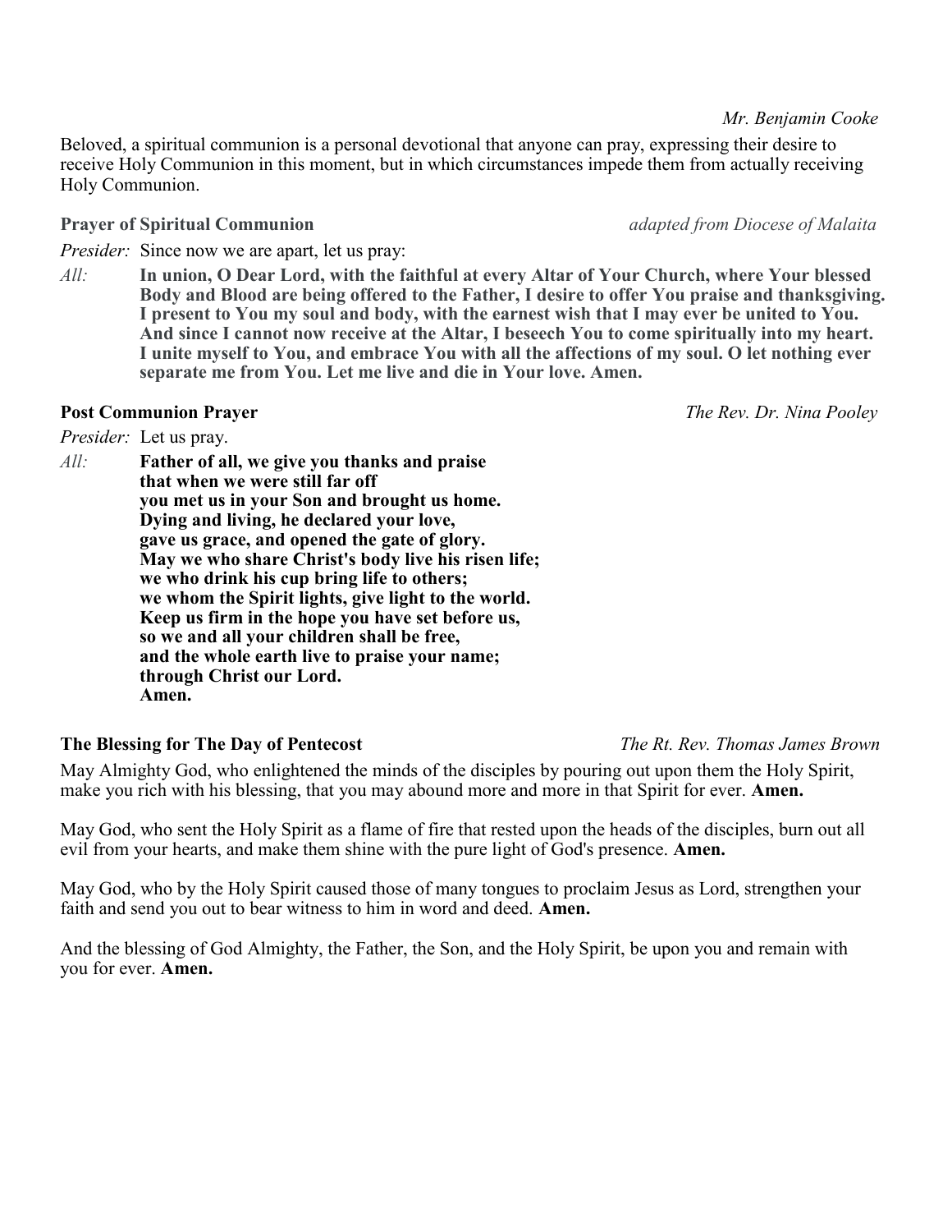*Mr. Benjamin Cooke*

Beloved, a spiritual communion is a personal devotional that anyone can pray, expressing their desire to receive Holy Communion in this moment, but in which circumstances impede them from actually receiving Holy Communion.

**Prayer of Spiritual Communion** *adapted from Diocese of Malaita*

*Presider:* Since now we are apart, let us pray:

*All:* **In union, O Dear Lord, with the faithful at every Altar of Your Church, where Your blessed Body and Blood are being offered to the Father, I desire to offer You praise and thanksgiving. I present to You my soul and body, with the earnest wish that I may ever be united to You. And since I cannot now receive at the Altar, I beseech You to come spiritually into my heart. I unite myself to You, and embrace You with all the affections of my soul. O let nothing ever separate me from You. Let me live and die in Your love. Amen.**

**Post Communion Prayer** *The Rev. Dr. Nina Pooley*

*Presider:* Let us pray.

*All:* **Father of all, we give you thanks and praise**
**that when we were still far off**
**you met us in your Son and brought us home.**
**Dying and living, he declared your love,**
**gave us grace, and opened the gate of glory.**
**May we who share Christ's body live his risen life;**
**we who drink his cup bring life to others;**
**we whom the Spirit lights, give light to the world.**
**Keep us firm in the hope you have set before us,**
**so we and all your children shall be free,**
**and the whole earth live to praise your name;**
**through Christ our Lord.**
**Amen.**

**The Blessing for The Day of Pentecost** *The Rt. Rev. Thomas James Brown*

May Almighty God, who enlightened the minds of the disciples by pouring out upon them the Holy Spirit, make you rich with his blessing, that you may abound more and more in that Spirit for ever. **Amen.**

May God, who sent the Holy Spirit as a flame of fire that rested upon the heads of the disciples, burn out all evil from your hearts, and make them shine with the pure light of God's presence. **Amen.**

May God, who by the Holy Spirit caused those of many tongues to proclaim Jesus as Lord, strengthen your faith and send you out to bear witness to him in word and deed. **Amen.**

And the blessing of God Almighty, the Father, the Son, and the Holy Spirit, be upon you and remain with you for ever. **Amen.**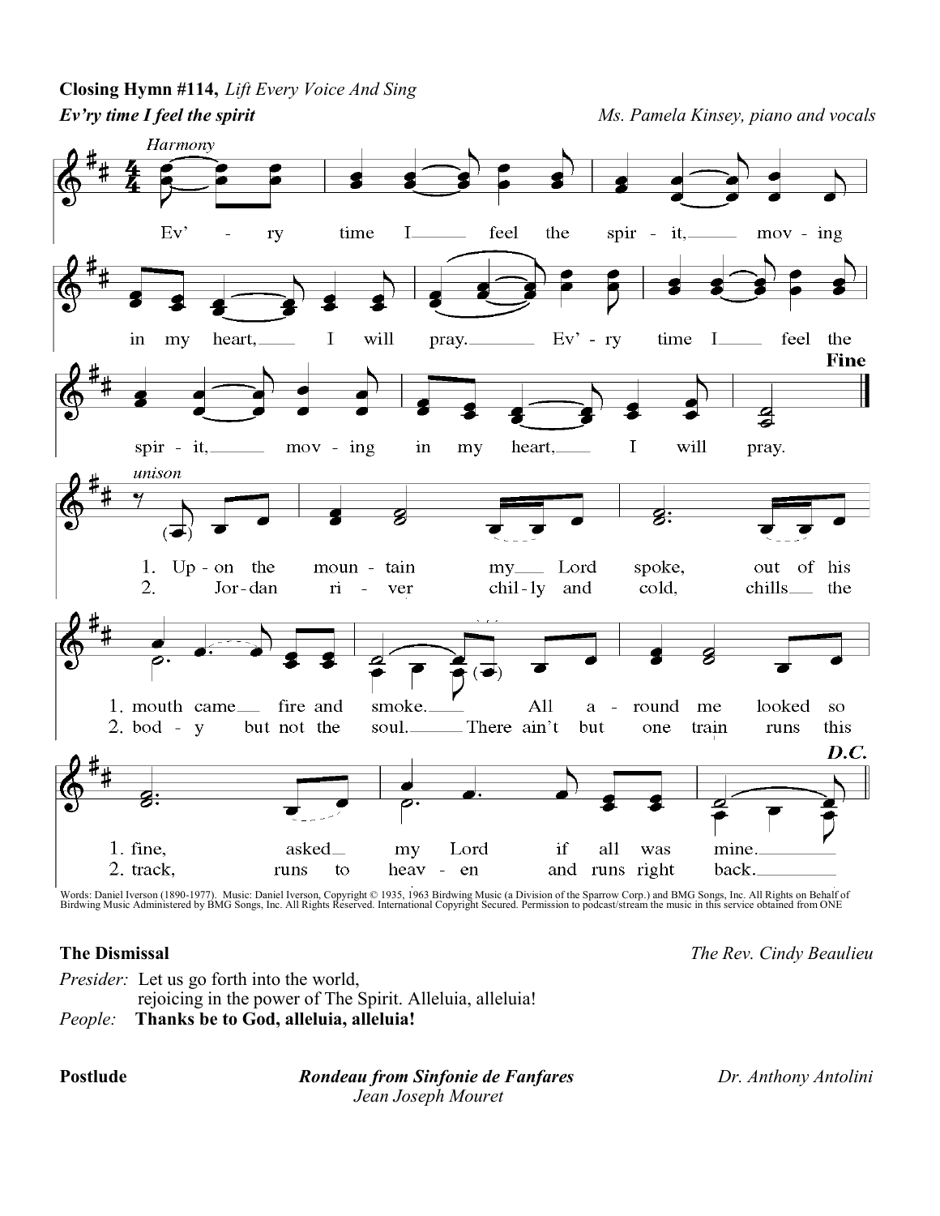**Closing Hymn #114,** *Lift Every Voice And Sing*

***Ev'ry time I feel the spirit*** — *Ms. Pamela Kinsey, piano and vocals*

*Harmony*

Ev'ry time I feel the spirit, moving in my heart, I will pray. Ev'ry time I feel the spirit, moving in my heart, I will pray. **Fine**

*unison*

1. Upon the mountain my Lord spoke, out of his mouth came fire and smoke. All around me looked so fine, asked my Lord if all was mine.
2. Jordan river chilly and cold, chills the body but not the soul. There ain't but one train runs this track, runs to heaven and runs right back.

***D.C.***

Words: Daniel Iverson (1890-1977). Music: Daniel Iverson, Copyright © 1935, 1963 Birdwing Music (a Division of the Sparrow Corp.) and BMG Songs, Inc. All Rights on Behalf of Birdwing Music Administered by BMG Songs, Inc. All Rights Reserved. International Copyright Secured. Permission to podcast/stream the music in this service obtained from ONE

**The Dismissal** — *The Rev. Cindy Beaulieu*

*Presider:* Let us go forth into the world,
rejoicing in the power of The Spirit. Alleluia, alleluia!

*People:* **Thanks be to God, alleluia, alleluia!**

**Postlude** — ***Rondeau from Sinfonie de Fanfares*** — *Jean Joseph Mouret* — *Dr. Anthony Antolini*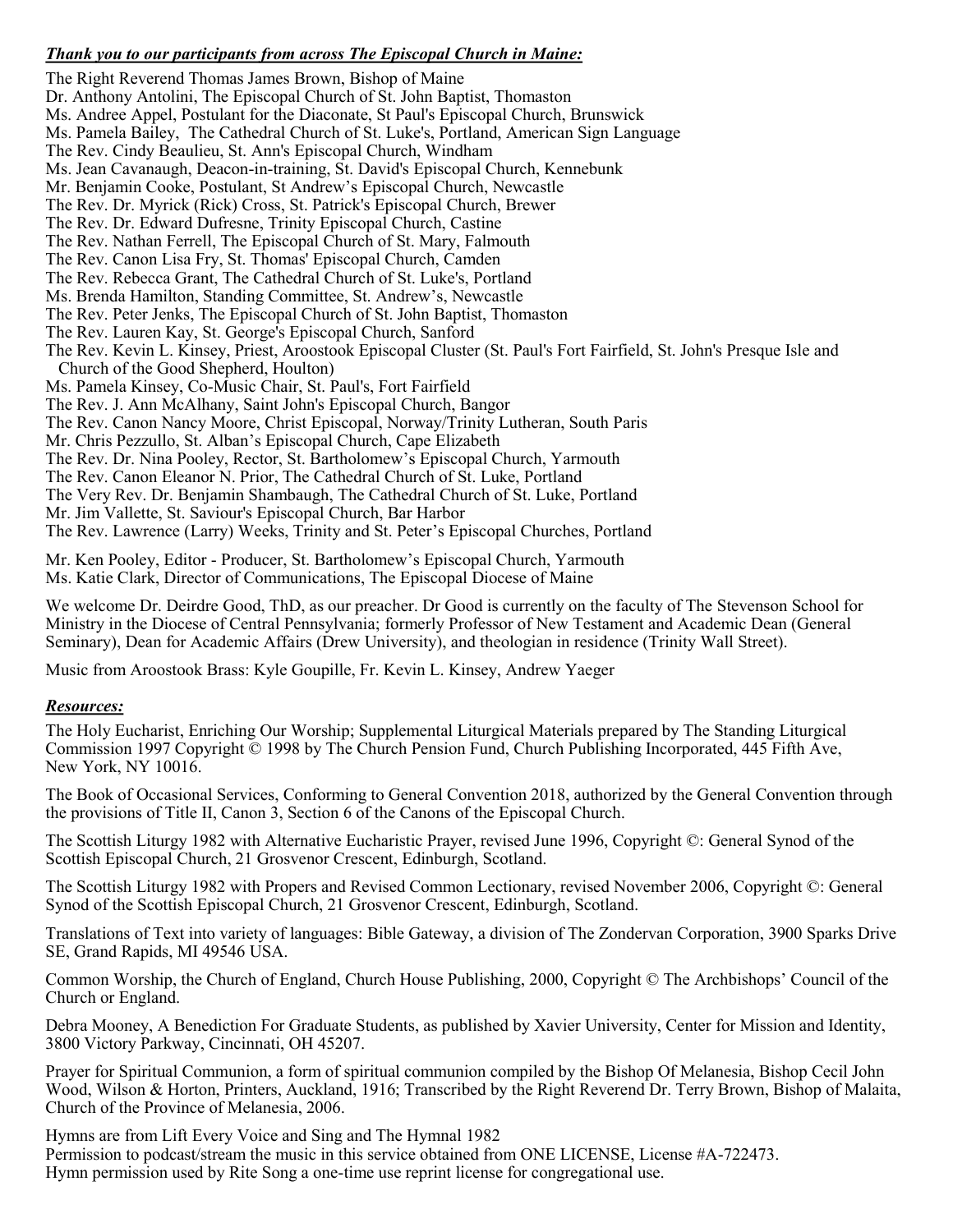***Thank you to our participants from across The Episcopal Church in Maine:***

The Right Reverend Thomas James Brown, Bishop of Maine
Dr. Anthony Antolini, The Episcopal Church of St. John Baptist, Thomaston
Ms. Andree Appel, Postulant for the Diaconate, St Paul's Episcopal Church, Brunswick
Ms. Pamela Bailey, The Cathedral Church of St. Luke's, Portland, American Sign Language
The Rev. Cindy Beaulieu, St. Ann's Episcopal Church, Windham
Ms. Jean Cavanaugh, Deacon-in-training, St. David's Episcopal Church, Kennebunk
Mr. Benjamin Cooke, Postulant, St Andrew's Episcopal Church, Newcastle
The Rev. Dr. Myrick (Rick) Cross, St. Patrick's Episcopal Church, Brewer
The Rev. Dr. Edward Dufresne, Trinity Episcopal Church, Castine
The Rev. Nathan Ferrell, The Episcopal Church of St. Mary, Falmouth
The Rev. Canon Lisa Fry, St. Thomas' Episcopal Church, Camden
The Rev. Rebecca Grant, The Cathedral Church of St. Luke's, Portland
Ms. Brenda Hamilton, Standing Committee, St. Andrew's, Newcastle
The Rev. Peter Jenks, The Episcopal Church of St. John Baptist, Thomaston
The Rev. Lauren Kay, St. George's Episcopal Church, Sanford
The Rev. Kevin L. Kinsey, Priest, Aroostook Episcopal Cluster (St. Paul's Fort Fairfield, St. John's Presque Isle and Church of the Good Shepherd, Houlton)
Ms. Pamela Kinsey, Co-Music Chair, St. Paul's, Fort Fairfield
The Rev. J. Ann McAlhany, Saint John's Episcopal Church, Bangor
The Rev. Canon Nancy Moore, Christ Episcopal, Norway/Trinity Lutheran, South Paris
Mr. Chris Pezzullo, St. Alban's Episcopal Church, Cape Elizabeth
The Rev. Dr. Nina Pooley, Rector, St. Bartholomew's Episcopal Church, Yarmouth
The Rev. Canon Eleanor N. Prior, The Cathedral Church of St. Luke, Portland
The Very Rev. Dr. Benjamin Shambaugh, The Cathedral Church of St. Luke, Portland
Mr. Jim Vallette, St. Saviour's Episcopal Church, Bar Harbor
The Rev. Lawrence (Larry) Weeks, Trinity and St. Peter's Episcopal Churches, Portland

Mr. Ken Pooley, Editor - Producer, St. Bartholomew's Episcopal Church, Yarmouth
Ms. Katie Clark, Director of Communications, The Episcopal Diocese of Maine

We welcome Dr. Deirdre Good, ThD, as our preacher. Dr Good is currently on the faculty of The Stevenson School for Ministry in the Diocese of Central Pennsylvania; formerly Professor of New Testament and Academic Dean (General Seminary), Dean for Academic Affairs (Drew University), and theologian in residence (Trinity Wall Street).

Music from Aroostook Brass: Kyle Goupille, Fr. Kevin L. Kinsey, Andrew Yaeger

***Resources:***

The Holy Eucharist, Enriching Our Worship; Supplemental Liturgical Materials prepared by The Standing Liturgical Commission 1997 Copyright © 1998 by The Church Pension Fund, Church Publishing Incorporated, 445 Fifth Ave, New York, NY 10016.

The Book of Occasional Services, Conforming to General Convention 2018, authorized by the General Convention through the provisions of Title II, Canon 3, Section 6 of the Canons of the Episcopal Church.

The Scottish Liturgy 1982 with Alternative Eucharistic Prayer, revised June 1996, Copyright ©: General Synod of the Scottish Episcopal Church, 21 Grosvenor Crescent, Edinburgh, Scotland.

The Scottish Liturgy 1982 with Propers and Revised Common Lectionary, revised November 2006, Copyright ©: General Synod of the Scottish Episcopal Church, 21 Grosvenor Crescent, Edinburgh, Scotland.

Translations of Text into variety of languages: Bible Gateway, a division of The Zondervan Corporation, 3900 Sparks Drive SE, Grand Rapids, MI 49546 USA.

Common Worship, the Church of England, Church House Publishing, 2000, Copyright © The Archbishops' Council of the Church or England.

Debra Mooney, A Benediction For Graduate Students, as published by Xavier University, Center for Mission and Identity, 3800 Victory Parkway, Cincinnati, OH 45207.

Prayer for Spiritual Communion, a form of spiritual communion compiled by the Bishop Of Melanesia, Bishop Cecil John Wood, Wilson & Horton, Printers, Auckland, 1916; Transcribed by the Right Reverend Dr. Terry Brown, Bishop of Malaita, Church of the Province of Melanesia, 2006.

Hymns are from Lift Every Voice and Sing and The Hymnal 1982
Permission to podcast/stream the music in this service obtained from ONE LICENSE, License #A-722473.
Hymn permission used by Rite Song a one-time use reprint license for congregational use.